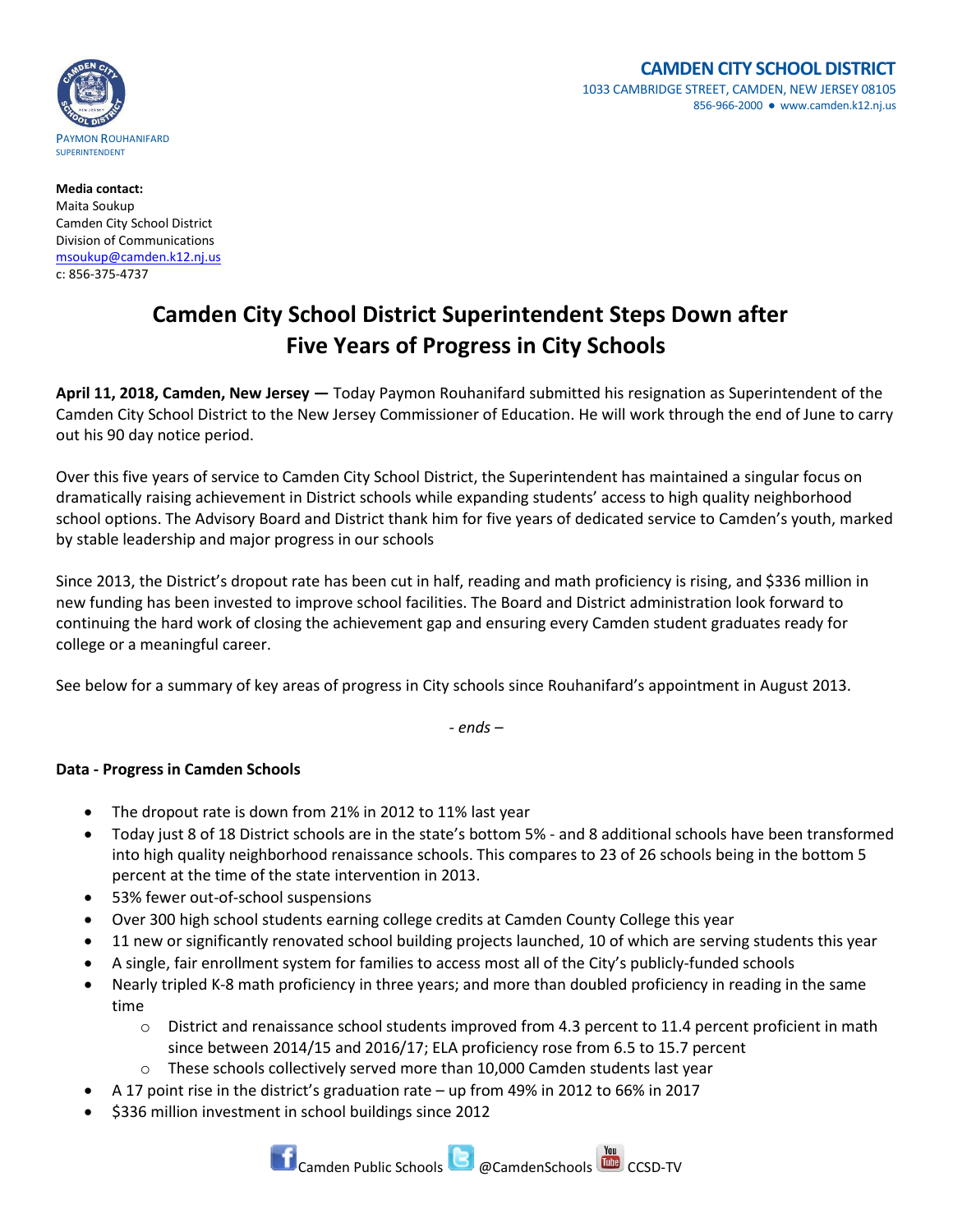PAYMON ROUHANIFARD
SUPERINTENDENT

**CAMDEN CITY SCHOOL DISTRICT**
1033 CAMBRIDGE STREET, CAMDEN, NEW JERSEY 08105
856-966-2000 ● www.camden.k12.nj.us

**Media contact:**
Maita Soukup
Camden City School District
Division of Communications
msoukup@camden.k12.nj.us
c: 856-375-4737

# Camden City School District Superintendent Steps Down after Five Years of Progress in City Schools

**April 11, 2018, Camden, New Jersey —** Today Paymon Rouhanifard submitted his resignation as Superintendent of the Camden City School District to the New Jersey Commissioner of Education. He will work through the end of June to carry out his 90 day notice period.

Over this five years of service to Camden City School District, the Superintendent has maintained a singular focus on dramatically raising achievement in District schools while expanding students' access to high quality neighborhood school options. The Advisory Board and District thank him for five years of dedicated service to Camden's youth, marked by stable leadership and major progress in our schools

Since 2013, the District's dropout rate has been cut in half, reading and math proficiency is rising, and $336 million in new funding has been invested to improve school facilities. The Board and District administration look forward to continuing the hard work of closing the achievement gap and ensuring every Camden student graduates ready for college or a meaningful career.

See below for a summary of key areas of progress in City schools since Rouhanifard's appointment in August 2013.

*- ends –*

**Data - Progress in Camden Schools**

- The dropout rate is down from 21% in 2012 to 11% last year
- Today just 8 of 18 District schools are in the state's bottom 5% - and 8 additional schools have been transformed into high quality neighborhood renaissance schools. This compares to 23 of 26 schools being in the bottom 5 percent at the time of the state intervention in 2013.
- 53% fewer out-of-school suspensions
- Over 300 high school students earning college credits at Camden County College this year
- 11 new or significantly renovated school building projects launched, 10 of which are serving students this year
- A single, fair enrollment system for families to access most all of the City's publicly-funded schools
- Nearly tripled K-8 math proficiency in three years; and more than doubled proficiency in reading in the same time
    - District and renaissance school students improved from 4.3 percent to 11.4 percent proficient in math since between 2014/15 and 2016/17; ELA proficiency rose from 6.5 to 15.7 percent
    - These schools collectively served more than 10,000 Camden students last year
- A 17 point rise in the district's graduation rate – up from 49% in 2012 to 66% in 2017
- $336 million investment in school buildings since 2012

Camden Public Schools @CamdenSchools CCSD-TV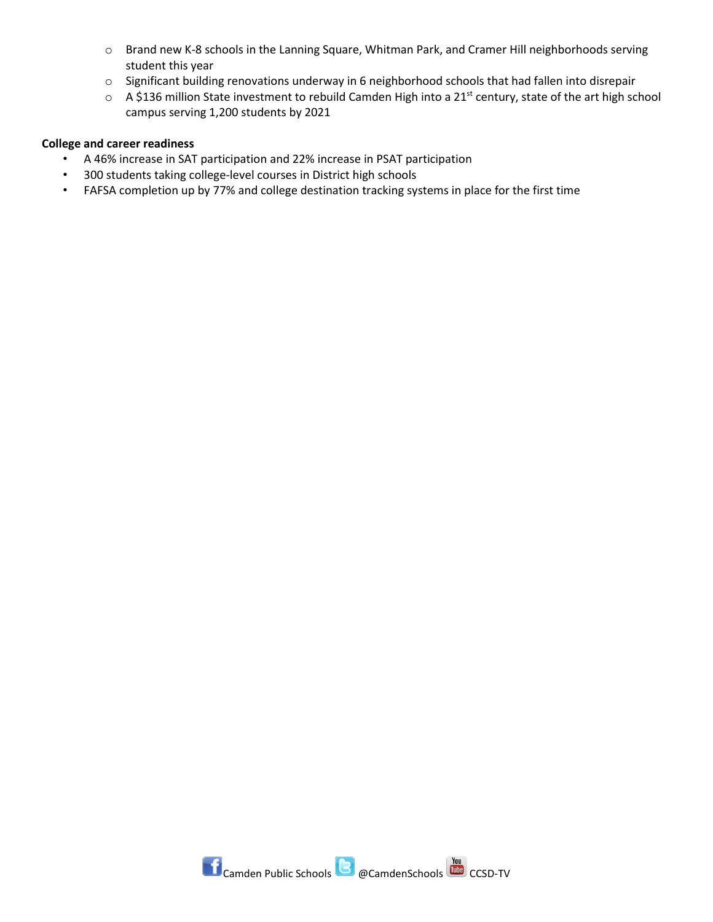- Brand new K-8 schools in the Lanning Square, Whitman Park, and Cramer Hill neighborhoods serving student this year
   - Significant building renovations underway in 6 neighborhood schools that had fallen into disrepair
   - A $136 million State investment to rebuild Camden High into a 21st century, state of the art high school campus serving 1,200 students by 2021

**College and career readiness**

- A 46% increase in SAT participation and 22% increase in PSAT participation
- 300 students taking college-level courses in District high schools
- FAFSA completion up by 77% and college destination tracking systems in place for the first time

Camden Public Schools @CamdenSchools CCSD-TV